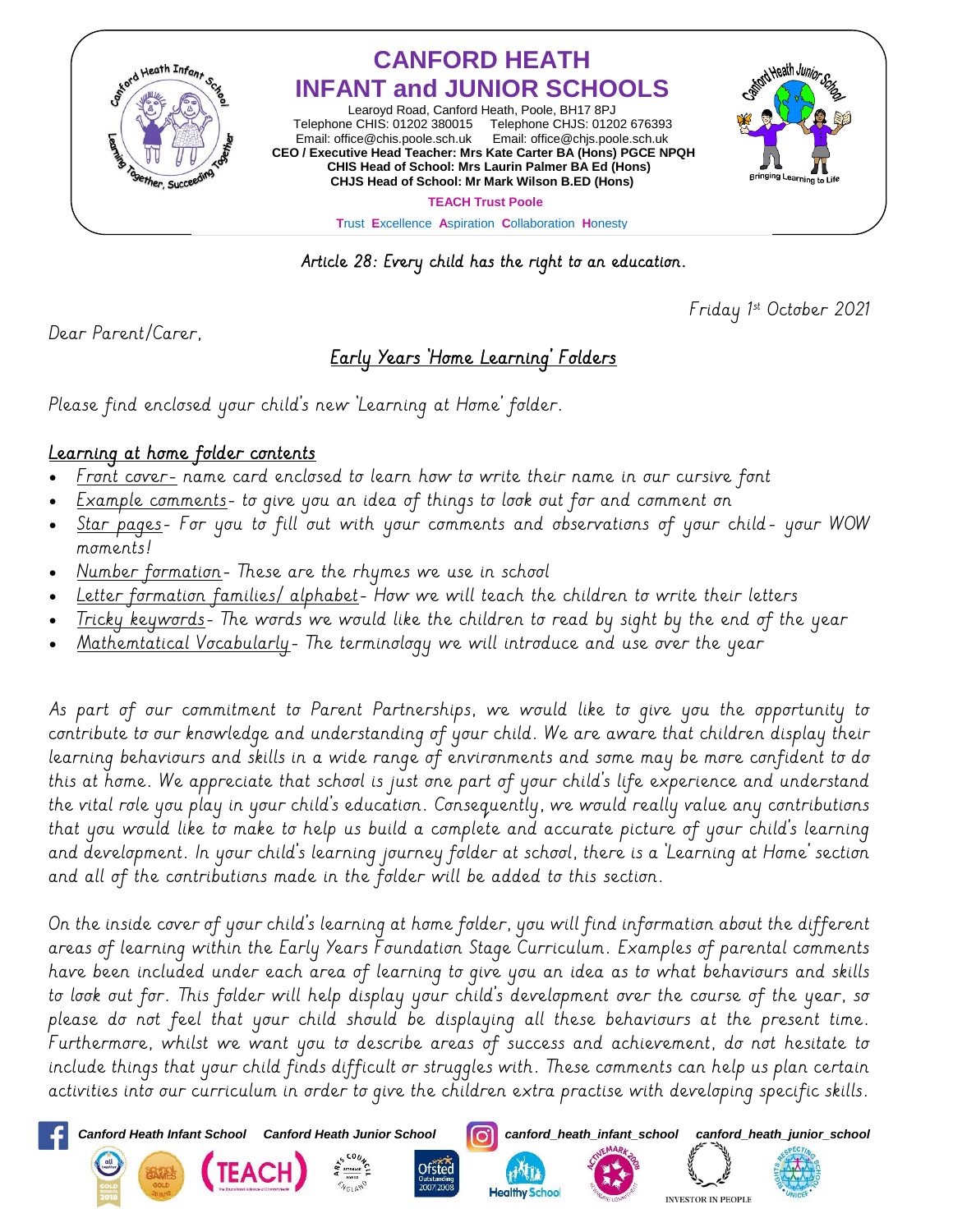# CANFORD HEATH INFANT and JUNIOR SCHOOLS

Learoyd Road, Canford Heath, Poole, BH17 8PJ
Telephone CHIS: 01202 380015 Telephone CHJS: 01202 676393
Email: office@chis.poole.sch.uk Email: office@chjs.poole.sch.uk
**CEO / Executive Head Teacher: Mrs Kate Carter BA (Hons) PGCE NPQH**
**CHIS Head of School: Mrs Laurin Palmer BA Ed (Hons)**
**CHJS Head of School: Mr Mark Wilson B.ED (Hons)**

**TEACH Trust Poole**

Trust Excellence Aspiration Collaboration Honesty

Article 28: Every child has the right to an education.

Friday 1st October 2021

Dear Parent/Carer,

## Early Years 'Home Learning' Folders

Please find enclosed your child's new 'Learning at Home' folder.

**Learning at home folder contents**

- Front cover- name card enclosed to learn how to write their name in our cursive font
- Example comments- to give you an idea of things to look out for and comment on
- Star pages- For you to fill out with your comments and observations of your child- your WOW moments!
- Number formation- These are the rhymes we use in school
- Letter formation families/ alphabet- How we will teach the children to write their letters
- Tricky keywords- The words we would like the children to read by sight by the end of the year
- Mathemtatical Vocabularly- The terminology we will introduce and use over the year

As part of our commitment to Parent Partnerships, we would like to give you the opportunity to contribute to our knowledge and understanding of your child. We are aware that children display their learning behaviours and skills in a wide range of environments and some may be more confident to do this at home. We appreciate that school is just one part of your child's life experience and understand the vital role you play in your child's education. Consequently, we would really value any contributions that you would like to make to help us build a complete and accurate picture of your child's learning and development. In your child's learning journey folder at school, there is a 'Learning at Home' section and all of the contributions made in the folder will be added to this section.

On the inside cover of your child's learning at home folder, you will find information about the different areas of learning within the Early Years Foundation Stage Curriculum. Examples of parental comments have been included under each area of learning to give you an idea as to what behaviours and skills to look out for. This folder will help display your child's development over the course of the year, so please do not feel that your child should be displaying all these behaviours at the present time. Furthermore, whilst we want you to describe areas of success and achievement, do not hesitate to include things that your child finds difficult or struggles with. These comments can help us plan certain activities into our curriculum in order to give the children extra practise with developing specific skills.

Canford Heath Infant School Canford Heath Junior School canford_heath_infant_school canford_heath_junior_school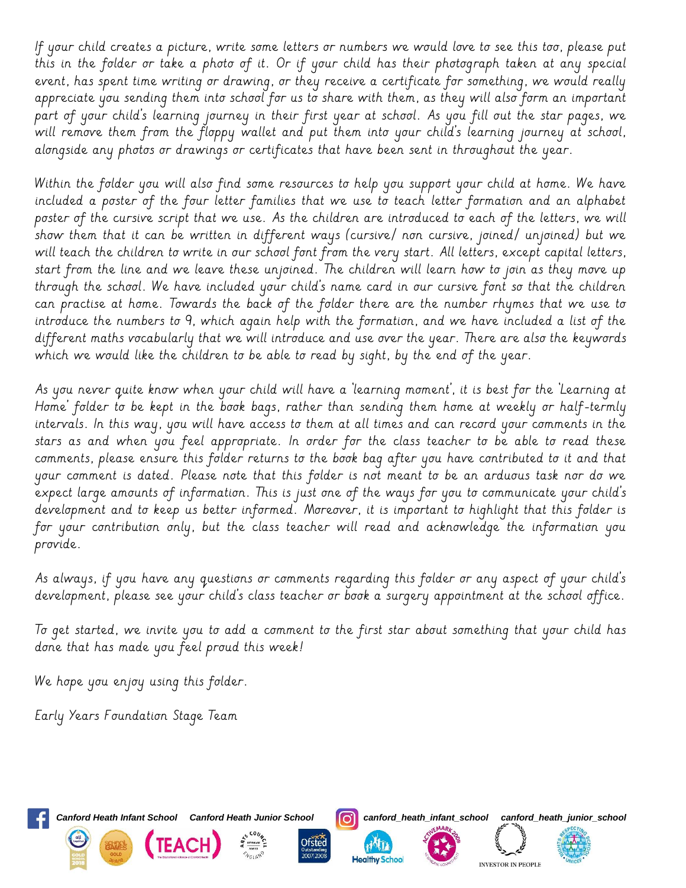If your child creates a picture, write some letters or numbers we would love to see this too, please put this in the folder or take a photo of it. Or if your child has their photograph taken at any special event, has spent time writing or drawing, or they receive a certificate for something, we would really appreciate you sending them into school for us to share with them, as they will also form an important part of your child's learning journey in their first year at school. As you fill out the star pages, we will remove them from the floppy wallet and put them into your child's learning journey at school, alongside any photos or drawings or certificates that have been sent in throughout the year.

Within the folder you will also find some resources to help you support your child at home. We have included a poster of the four letter families that we use to teach letter formation and an alphabet poster of the cursive script that we use. As the children are introduced to each of the letters, we will show them that it can be written in different ways (cursive/ non cursive, joined/ unjoined) but we will teach the children to write in our school font from the very start. All letters, except capital letters, start from the line and we leave these unjoined. The children will learn how to join as they move up through the school. We have included your child's name card in our cursive font so that the children can practise at home. Towards the back of the folder there are the number rhymes that we use to introduce the numbers to 9, which again help with the formation, and we have included a list of the different maths vocabularly that we will introduce and use over the year. There are also the keywords which we would like the children to be able to read by sight, by the end of the year.

As you never quite know when your child will have a 'learning moment', it is best for the 'Learning at Home' folder to be kept in the book bags, rather than sending them home at weekly or half-termly intervals. In this way, you will have access to them at all times and can record your comments in the stars as and when you feel appropriate. In order for the class teacher to be able to read these comments, please ensure this folder returns to the book bag after you have contributed to it and that your comment is dated. Please note that this folder is not meant to be an arduous task nor do we expect large amounts of information. This is just one of the ways for you to communicate your child's development and to keep us better informed. Moreover, it is important to highlight that this folder is for your contribution only, but the class teacher will read and acknowledge the information you provide.

As always, if you have any questions or comments regarding this folder or any aspect of your child's development, please see your child's class teacher or book a surgery appointment at the school office.

To get started, we invite you to add a comment to the first star about something that your child has done that has made you feel proud this week!

We hope you enjoy using this folder.

Early Years Foundation Stage Team

Canford Heath Infant School Canford Heath Junior School canford_heath_infant_school canford_heath_junior_school